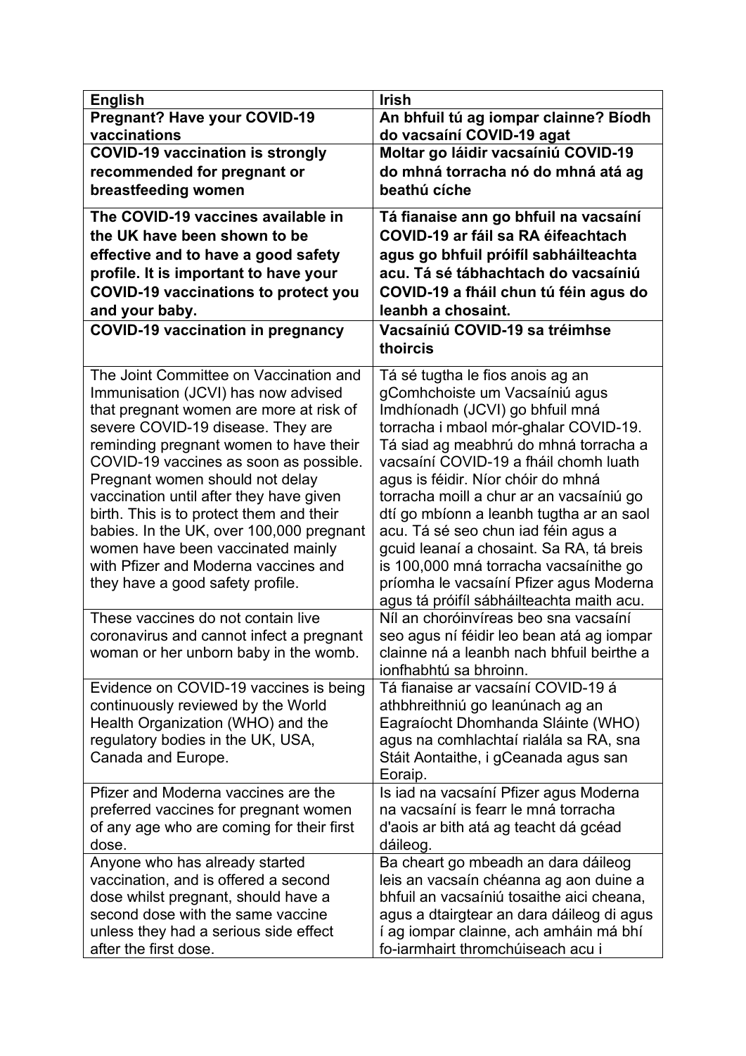| English | Irish |
| --- | --- |
| **Pregnant? Have your COVID-19 vaccinations** | **An bhfuil tú ag iompar clainne? Bíodh do vacsaíní COVID-19 agat** |
| **COVID-19 vaccination is strongly recommended for pregnant or breastfeeding women** | **Moltar go láidir vacsaíniú COVID-19 do mhná torracha nó do mhná atá ag beathú cíche** |
| **The COVID-19 vaccines available in the UK have been shown to be effective and to have a good safety profile. It is important to have your COVID-19 vaccinations to protect you and your baby.** | **Tá fianaise ann go bhfuil na vacsaíní COVID-19 ar fáil sa RA éifeachtach agus go bhfuil próifíl sabháilteachta acu. Tá sé tábhachtach do vacsaíniú COVID-19 a fháil chun tú féin agus do leanbh a chosaint.** |
| **COVID-19 vaccination in pregnancy** | **Vacsaíniú COVID-19 sa tréimhse thoircis** |
| The Joint Committee on Vaccination and Immunisation (JCVI) has now advised that pregnant women are more at risk of severe COVID-19 disease. They are reminding pregnant women to have their COVID-19 vaccines as soon as possible. Pregnant women should not delay vaccination until after they have given birth. This is to protect them and their babies. In the UK, over 100,000 pregnant women have been vaccinated mainly with Pfizer and Moderna vaccines and they have a good safety profile. | Tá sé tugtha le fios anois ag an gComhchoiste um Vacsaíniú agus Imdhíonadh (JCVI) go bhfuil mná torracha i mbaol mór-ghalar COVID-19. Tá siad ag meabhrú do mhná torracha a vacsaíní COVID-19 a fháil chomh luath agus is féidir. Níor chóir do mhná torracha moill a chur ar an vacsaíniú go dtí go mbíonn a leanbh tugtha ar an saol acu. Tá sé seo chun iad féin agus a gcuid leanaí a chosaint. Sa RA, tá breis is 100,000 mná torracha vacsaínithe go príomha le vacsaíní Pfizer agus Moderna agus tá próifíl sábháilteachta maith acu. |
| These vaccines do not contain live coronavirus and cannot infect a pregnant woman or her unborn baby in the womb. | Níl an choróinvíreas beo sna vacsaíní seo agus ní féidir leo bean atá ag iompar clainne ná a leanbh nach bhfuil beirthe a ionfhabhtú sa bhroinn. |
| Evidence on COVID-19 vaccines is being continuously reviewed by the World Health Organization (WHO) and the regulatory bodies in the UK, USA, Canada and Europe. | Tá fianaise ar vacsaíní COVID-19 á athbhreithniú go leanúnach ag an Eagraíocht Dhomhanda Sláinte (WHO) agus na comhlachtaí rialála sa RA, sna Stáit Aontaithe, i gCeanada agus san Eoraip. |
| Pfizer and Moderna vaccines are the preferred vaccines for pregnant women of any age who are coming for their first dose. | Is iad na vacsaíní Pfizer agus Moderna na vacsaíní is fearr le mná torracha d'aois ar bith atá ag teacht dá gcéad dáileog. |
| Anyone who has already started vaccination, and is offered a second dose whilst pregnant, should have a second dose with the same vaccine unless they had a serious side effect after the first dose. | Ba cheart go mbeadh an dara dáileog leis an vacsaín chéanna ag aon duine a bhfuil an vacsaíniú tosaithe aici cheana, agus a dtairgtear an dara dáileog di agus í ag iompar clainne, ach amháin má bhí fo-iarmhairt thromchúiseach acu i |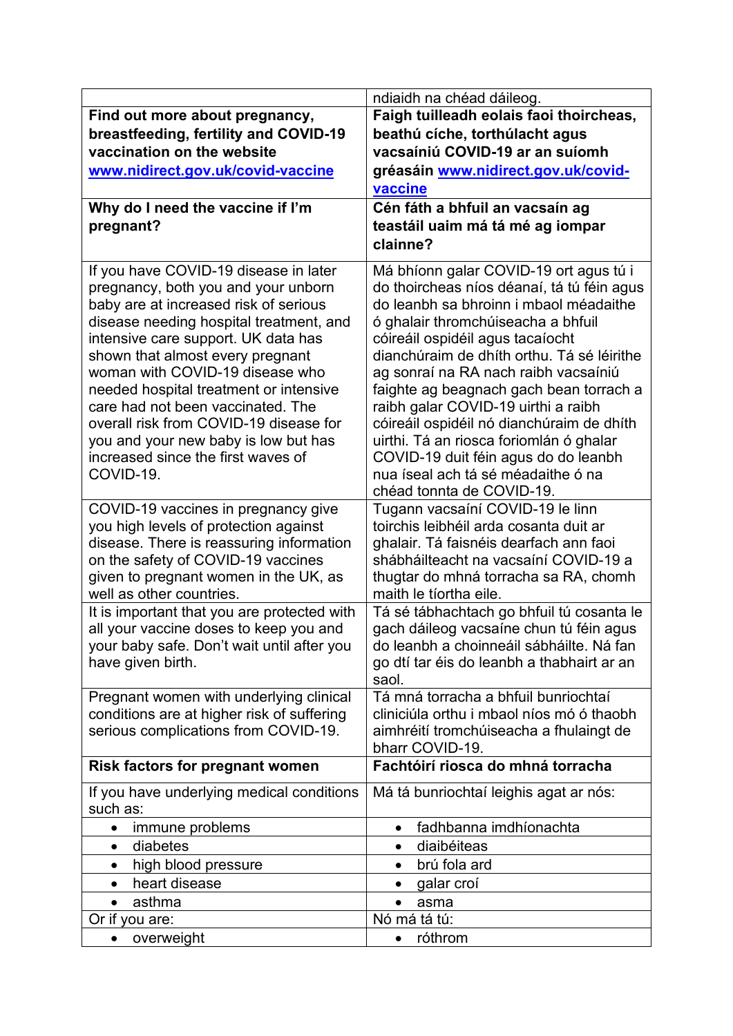| | |
|---|---|
| | ndiaidh na chéad dáileog. |
| **Find out more about pregnancy, breastfeeding, fertility and COVID-19 vaccination on the website [www.nidirect.gov.uk/covid-vaccine](http://www.nidirect.gov.uk/covid-vaccine)** | **Faigh tuilleadh eolais faoi thoircheas, beathú cíche, torthúlacht agus vacsaíniú COVID-19 ar an suíomh gréasáin [www.nidirect.gov.uk/covid-vaccine](http://www.nidirect.gov.uk/covid-vaccine)** |
| **Why do I need the vaccine if I'm pregnant?** | **Cén fáth a bhfuil an vacsaín ag teastáil uaim má tá mé ag iompar clainne?** |
| If you have COVID-19 disease in later pregnancy, both you and your unborn baby are at increased risk of serious disease needing hospital treatment, and intensive care support. UK data has shown that almost every pregnant woman with COVID-19 disease who needed hospital treatment or intensive care had not been vaccinated. The overall risk from COVID-19 disease for you and your new baby is low but has increased since the first waves of COVID-19. | Má bhíonn galar COVID-19 ort agus tú i do thoircheas níos déanaí, tá tú féin agus do leanbh sa bhroinn i mbaol méadaithe ó ghalair thromchúiseacha a bhfuil cóireáil ospidéil agus tacaíocht dianchúraim de dhíth orthu. Tá sé léirithe ag sonraí na RA nach raibh vacsaíniú faighte ag beagnach gach bean torrach a raibh galar COVID-19 uirthi a raibh cóireáil ospidéil nó dianchúraim de dhíth uirthi. Tá an riosca foriomlán ó ghalar COVID-19 duit féin agus do do leanbh nua íseal ach tá sé méadaithe ó na chéad tonnta de COVID-19. |
| COVID-19 vaccines in pregnancy give you high levels of protection against disease. There is reassuring information on the safety of COVID-19 vaccines given to pregnant women in the UK, as well as other countries. | Tugann vacsaíní COVID-19 le linn toirchis leibhéil arda cosanta duit ar ghalair. Tá faisnéis dearfach ann faoi shábháilteacht na vacsaíní COVID-19 a thugtar do mhná torracha sa RA, chomh maith le tíortha eile. |
| It is important that you are protected with all your vaccine doses to keep you and your baby safe. Don't wait until after you have given birth. | Tá sé tábhachtach go bhfuil tú cosanta le gach dáileog vacsaíne chun tú féin agus do leanbh a choinneáil sábháilte. Ná fan go dtí tar éis do leanbh a thabhairt ar an saol. |
| Pregnant women with underlying clinical conditions are at higher risk of suffering serious complications from COVID-19. | Tá mná torracha a bhfuil bunriochtaí cliniciúla orthu i mbaol níos mó ó thaobh aimhréití tromchúiseacha a fhulaingt de bharr COVID-19. |
| **Risk factors for pregnant women** | **Fachtóirí riosca do mhná torracha** |
| If you have underlying medical conditions such as: | Má tá bunriochtaí leighis agat ar nós: |
| • immune problems | • fadhbanna imdhíonachta |
| • diabetes | • diaibéiteas |
| • high blood pressure | • brú fola ard |
| • heart disease | • galar croí |
| • asthma | • asma |
| Or if you are: | Nó má tá tú: |
| • overweight | • róthrom |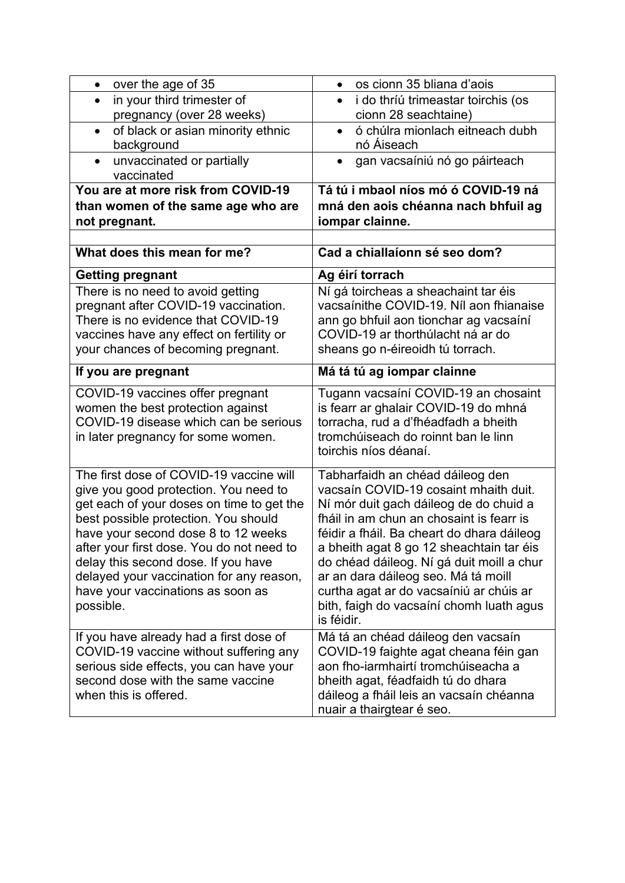| | |
|---|---|
| • over the age of 35 | • os cionn 35 bliana d'aois |
| • in your third trimester of pregnancy (over 28 weeks) | • i do thríú trimeastar toirchis (os cionn 28 seachtaine) |
| • of black or asian minority ethnic background | • ó chúlra mionlach eitneach dubh nó Áiseach |
| • unvaccinated or partially vaccinated | • gan vacsaíniú nó go páirteach |
| **You are at more risk from COVID-19 than women of the same age who are not pregnant.** | **Tá tú i mbaol níos mó ó COVID-19 ná mná den aois chéanna nach bhfuil ag iompar clainne.** |
| | |
| **What does this mean for me?** | **Cad a chiallaíonn sé seo dom?** |
| **Getting pregnant** | **Ag éirí torrach** |
| There is no need to avoid getting pregnant after COVID-19 vaccination. There is no evidence that COVID-19 vaccines have any effect on fertility or your chances of becoming pregnant. | Ní gá toircheas a sheachaint tar éis vacsaínithe COVID-19. Níl aon fhianaise ann go bhfuil aon tionchar ag vacsaíní COVID-19 ar thorthúlacht ná ar do sheans go n-éireoidh tú torrach. |
| **If you are pregnant** | **Má tá tú ag iompar clainne** |
| COVID-19 vaccines offer pregnant women the best protection against COVID-19 disease which can be serious in later pregnancy for some women. | Tugann vacsaíní COVID-19 an chosaint is fearr ar ghalair COVID-19 do mhná torracha, rud a d'fhéadfadh a bheith tromchúiseach do roinnt ban le linn toirchis níos déanaí. |
| The first dose of COVID-19 vaccine will give you good protection. You need to get each of your doses on time to get the best possible protection. You should have your second dose 8 to 12 weeks after your first dose. You do not need to delay this second dose. If you have delayed your vaccination for any reason, have your vaccinations as soon as possible. | Tabharfaidh an chéad dáileog den vacsaín COVID-19 cosaint mhaith duit. Ní mór duit gach dáileog de do chuid a fháil in am chun an chosaint is fearr is féidir a fháil. Ba cheart do dhara dáileog a bheith agat 8 go 12 sheachtain tar éis do chéad dáileog. Ní gá duit moill a chur ar an dara dáileog seo. Má tá moill curtha agat ar do vacsaíniú ar chúis ar bith, faigh do vacsaíní chomh luath agus is féidir. |
| If you have already had a first dose of COVID-19 vaccine without suffering any serious side effects, you can have your second dose with the same vaccine when this is offered. | Má tá an chéad dáileog den vacsaín COVID-19 faighte agat cheana féin gan aon fho-iarmhairtí tromchúiseacha a bheith agat, féadfaidh tú do dhara dáileog a fháil leis an vacsaín chéanna nuair a thairgtear é seo. |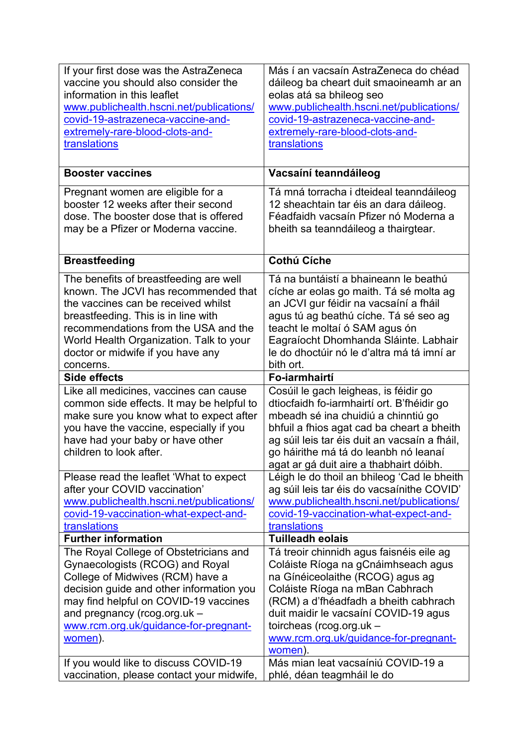| | |
|---|---|
| If your first dose was the AstraZeneca vaccine you should also consider the information in this leaflet www.publichealth.hscni.net/publications/covid-19-astrazeneca-vaccine-and-extremely-rare-blood-clots-and-translations | Más í an vacsaín AstraZeneca do chéad dáileog ba cheart duit smaoineamh ar an eolas atá sa bhileog seo www.publichealth.hscni.net/publications/covid-19-astrazeneca-vaccine-and-extremely-rare-blood-clots-and-translations |
| **Booster vaccines** | **Vacsaíní teanndáileog** |
| Pregnant women are eligible for a booster 12 weeks after their second dose. The booster dose that is offered may be a Pfizer or Moderna vaccine. | Tá mná torracha i dteideal teanndáileog 12 sheachtain tar éis an dara dáileog. Féadfaidh vacsaín Pfizer nó Moderna a bheith sa teanndáileog a thairgtear. |
| **Breastfeeding** | **Cothú Cíche** |
| The benefits of breastfeeding are well known. The JCVI has recommended that the vaccines can be received whilst breastfeeding. This is in line with recommendations from the USA and the World Health Organization. Talk to your doctor or midwife if you have any concerns. | Tá na buntáistí a bhaineann le beathú cíche ar eolas go maith. Tá sé molta ag an JCVI gur féidir na vacsaíní a fháil agus tú ag beathú cíche. Tá sé seo ag teacht le moltaí ó SAM agus ón Eagraíocht Dhomhanda Sláinte. Labhair le do dhochtúir nó le d'altra má tá imní ar bith ort. |
| **Side effects** | **Fo-iarmhairtí** |
| Like all medicines, vaccines can cause common side effects. It may be helpful to make sure you know what to expect after you have the vaccine, especially if you have had your baby or have other children to look after. | Cosúil le gach leigheas, is féidir go dtiocfaidh fo-iarmhairtí ort. B'fhéidir go mbeadh sé ina chuidiú a chinntiú go bhfuil a fhios agat cad ba cheart a bheith ag súil leis tar éis duit an vacsaín a fháil, go háirithe má tá do leanbh nó leanaí agat ar gá duit aire a thabhairt dóibh. |
| Please read the leaflet 'What to expect after your COVID vaccination' www.publichealth.hscni.net/publications/covid-19-vaccination-what-expect-and-translations | Léigh le do thoil an bhileog 'Cad le bheith ag súil leis tar éis do vacsaínithe COVID' www.publichealth.hscni.net/publications/covid-19-vaccination-what-expect-and-translations |
| **Further information** | **Tuilleadh eolais** |
| The Royal College of Obstetricians and Gynaecologists (RCOG) and Royal College of Midwives (RCM) have a decision guide and other information you may find helpful on COVID-19 vaccines and pregnancy (rcog.org.uk – www.rcm.org.uk/guidance-for-pregnant-women). | Tá treoir chinnidh agus faisnéis eile ag Coláiste Ríoga na gCnáimhseach agus na Gínéiceolaithe (RCOG) agus ag Coláiste Ríoga na mBan Cabhrach (RCM) a d'fhéadfadh a bheith cabhrach duit maidir le vacsaíní COVID-19 agus toircheas (rcog.org.uk – www.rcm.org.uk/guidance-for-pregnant-women). |
| If you would like to discuss COVID-19 vaccination, please contact your midwife, | Más mian leat vacsaíniú COVID-19 a phlé, déan teagmháil le do |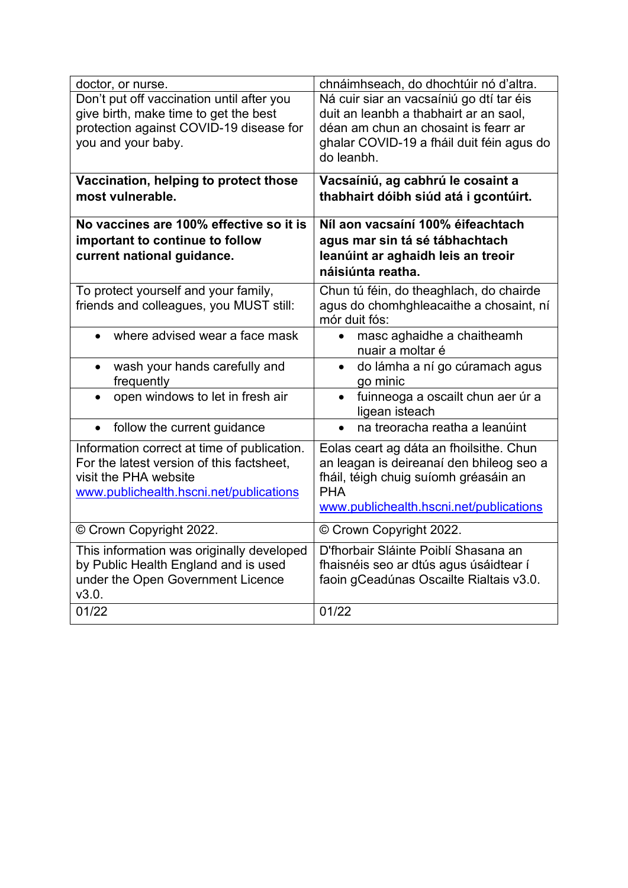| | |
|---|---|
| doctor, or nurse. | chnáimhseach, do dhochtúir nó d'altra. |
| Don't put off vaccination until after you give birth, make time to get the best protection against COVID-19 disease for you and your baby. | Ná cuir siar an vacsaíniú go dtí tar éis duit an leanbh a thabhairt ar an saol, déan am chun an chosaint is fearr ar ghalar COVID-19 a fháil duit féin agus do do leanbh. |
| **Vaccination, helping to protect those most vulnerable.** | **Vacsaíniú, ag cabhrú le cosaint a thabhairt dóibh siúd atá i gcontúirt.** |
| **No vaccines are 100% effective so it is important to continue to follow current national guidance.** | **Níl aon vacsaíní 100% éifeachtach agus mar sin tá sé tábhachtach leanúint ar aghaidh leis an treoir náisiúnta reatha.** |
| To protect yourself and your family, friends and colleagues, you MUST still: | Chun tú féin, do theaghlach, do chairde agus do chomhghleacaithe a chosaint, ní mór duit fós: |
| • where advised wear a face mask | • masc aghaidhe a chaitheamh nuair a moltar é |
| • wash your hands carefully and frequently | • do lámha a ní go cúramach agus go minic |
| • open windows to let in fresh air | • fuinneoga a oscailt chun aer úr a ligean isteach |
| • follow the current guidance | • na treoracha reatha a leanúint |
| Information correct at time of publication. For the latest version of this factsheet, visit the PHA website [www.publichealth.hscni.net/publications](http://www.publichealth.hscni.net/publications) | Eolas ceart ag dáta an fhoilsithe. Chun an leagan is deireanaí den bhileog seo a fháil, téigh chuig suíomh gréasáin an PHA [www.publichealth.hscni.net/publications](http://www.publichealth.hscni.net/publications) |
| © Crown Copyright 2022. | © Crown Copyright 2022. |
| This information was originally developed by Public Health England and is used under the Open Government Licence v3.0. | D'fhorbair Sláinte Poiblí Shasana an fhaisnéis seo ar dtús agus úsáidtear í faoin gCeadúnas Oscailte Rialtais v3.0. |
| 01/22 | 01/22 |